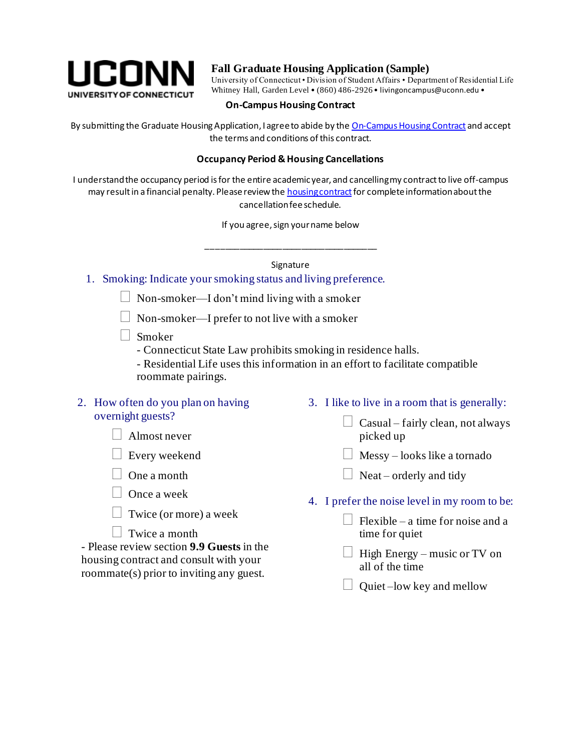UCONN
UNIVERSITY OF CONNECTICUT

# Fall Graduate Housing Application (Sample)

University of Connecticut • Division of Student Affairs • Department of Residential Life
Whitney Hall, Garden Level • (860) 486-2926 • livingoncampus@uconn.edu •

## On-Campus Housing Contract

By submitting the Graduate Housing Application, I agree to abide by the On-Campus Housing Contract and accept the terms and conditions of this contract.

## Occupancy Period & Housing Cancellations

I understand the occupancy period is for the entire academic year, and cancelling my contract to live off-campus may result in a financial penalty. Please review the housing contract for complete information about the cancellation fee schedule.

If you agree, sign your name below

\_\_\_\_\_\_\_\_\_\_\_\_\_\_\_\_\_\_\_\_\_\_\_\_\_\_\_\_\_\_\_\_\_\_\_\_

Signature

1. Smoking: Indicate your smoking status and living preference.
   - ☐ Non-smoker—I don't mind living with a smoker
   - ☐ Non-smoker—I prefer to not live with a smoker
   - ☐ Smoker

   - Connecticut State Law prohibits smoking in residence halls.
   - Residential Life uses this information in an effort to facilitate compatible roommate pairings.

2. How often do you plan on having overnight guests?
   - ☐ Almost never
   - ☐ Every weekend
   - ☐ One a month
   - ☐ Once a week
   - ☐ Twice (or more) a week
   - ☐ Twice a month

   - Please review section **9.9 Guests** in the housing contract and consult with your roommate(s) prior to inviting any guest.

3. I like to live in a room that is generally:
   - ☐ Casual – fairly clean, not always picked up
   - ☐ Messy – looks like a tornado
   - ☐ Neat – orderly and tidy

4. I prefer the noise level in my room to be:
   - ☐ Flexible – a time for noise and a time for quiet
   - ☐ High Energy – music or TV on all of the time
   - ☐ Quiet –low key and mellow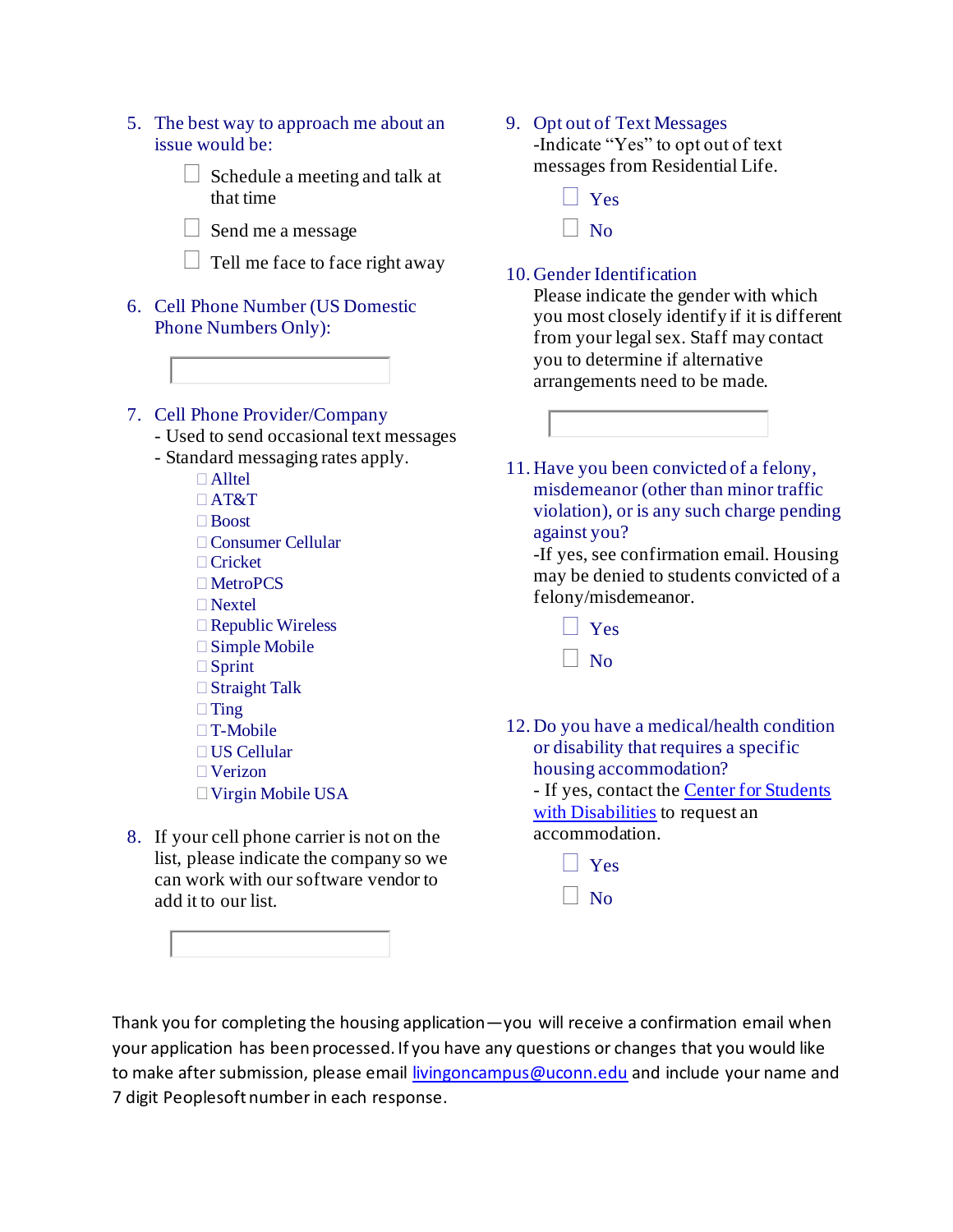5. The best way to approach me about an issue would be:

   - ☐ Schedule a meeting and talk at that time
   - ☐ Send me a message
   - ☐ Tell me face to face right away

6. Cell Phone Number (US Domestic Phone Numbers Only):

   [ ]

7. Cell Phone Provider/Company
   - Used to send occasional text messages
   - Standard messaging rates apply.
     - ☐ Alltel
     - ☐ AT&T
     - ☐ Boost
     - ☐ Consumer Cellular
     - ☐ Cricket
     - ☐ MetroPCS
     - ☐ Nextel
     - ☐ Republic Wireless
     - ☐ Simple Mobile
     - ☐ Sprint
     - ☐ Straight Talk
     - ☐ Ting
     - ☐ T-Mobile
     - ☐ US Cellular
     - ☐ Verizon
     - ☐ Virgin Mobile USA

8. If your cell phone carrier is not on the list, please indicate the company so we can work with our software vendor to add it to our list.

   [ ]

9. Opt out of Text Messages
   -Indicate "Yes" to opt out of text messages from Residential Life.

   - ☐ Yes
   - ☐ No

10. Gender Identification
    Please indicate the gender with which you most closely identify if it is different from your legal sex. Staff may contact you to determine if alternative arrangements need to be made.

    [ ]

11. Have you been convicted of a felony, misdemeanor (other than minor traffic violation), or is any such charge pending against you?
    -If yes, see confirmation email. Housing may be denied to students convicted of a felony/misdemeanor.

    - ☐ Yes
    - ☐ No

12. Do you have a medical/health condition or disability that requires a specific housing accommodation?
    - If yes, contact the Center for Students with Disabilities to request an accommodation.

    - ☐ Yes
    - ☐ No

Thank you for completing the housing application—you will receive a confirmation email when your application has been processed. If you have any questions or changes that you would like to make after submission, please email livingoncampus@uconn.edu and include your name and 7 digit Peoplesoft number in each response.